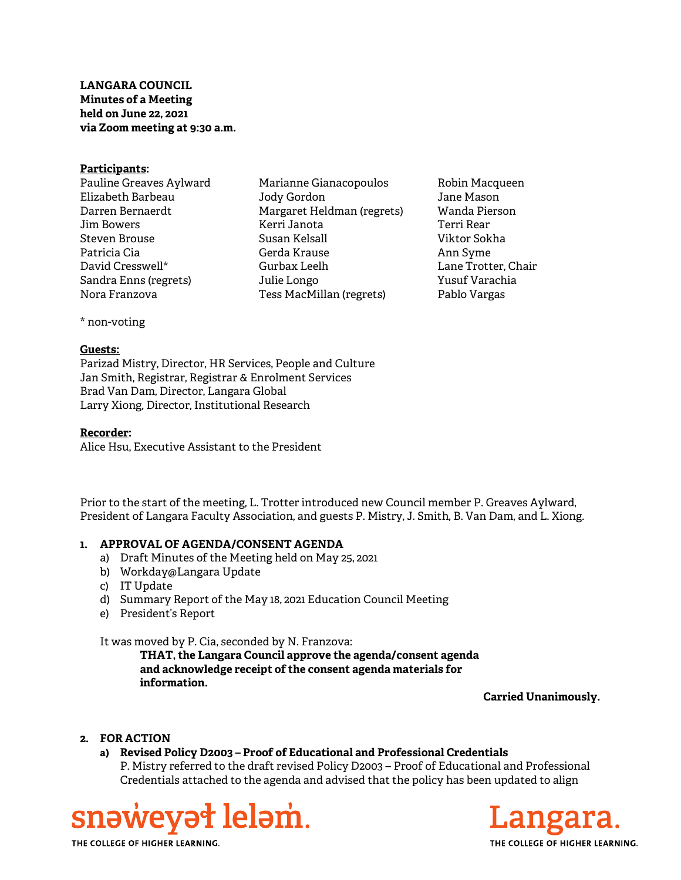**LANGARA COUNCIL**
**Minutes of a Meeting**
**held on June 22, 2021**
**via Zoom meeting at 9:30 a.m.**

**Participants:**

Pauline Greaves Aylward
Elizabeth Barbeau
Darren Bernaerdt
Jim Bowers
Steven Brouse
Patricia Cia
David Cresswell*
Sandra Enns (regrets)
Nora Franzova
Marianne Gianacopoulos
Jody Gordon
Margaret Heldman (regrets)
Kerri Janota
Susan Kelsall
Gerda Krause
Gurbax Leelh
Julie Longo
Tess MacMillan (regrets)
Robin Macqueen
Jane Mason
Wanda Pierson
Terri Rear
Viktor Sokha
Ann Syme
Lane Trotter, Chair
Yusuf Varachia
Pablo Vargas

\* non-voting

**Guests:**

Parizad Mistry, Director, HR Services, People and Culture
Jan Smith, Registrar, Registrar & Enrolment Services
Brad Van Dam, Director, Langara Global
Larry Xiong, Director, Institutional Research

**Recorder:**

Alice Hsu, Executive Assistant to the President

Prior to the start of the meeting, L. Trotter introduced new Council member P. Greaves Aylward, President of Langara Faculty Association, and guests P. Mistry, J. Smith, B. Van Dam, and L. Xiong.

1. **APPROVAL OF AGENDA/CONSENT AGENDA**
   a) Draft Minutes of the Meeting held on May 25, 2021
   b) Workday@Langara Update
   c) IT Update
   d) Summary Report of the May 18, 2021 Education Council Meeting
   e) President's Report

   It was moved by P. Cia, seconded by N. Franzova:

   **THAT, the Langara Council approve the agenda/consent agenda and acknowledge receipt of the consent agenda materials for information.**

   **Carried Unanimously.**

2. **FOR ACTION**
   a) **Revised Policy D2003 – Proof of Educational and Professional Credentials**
   P. Mistry referred to the draft revised Policy D2003 – Proof of Educational and Professional Credentials attached to the agenda and advised that the policy has been updated to align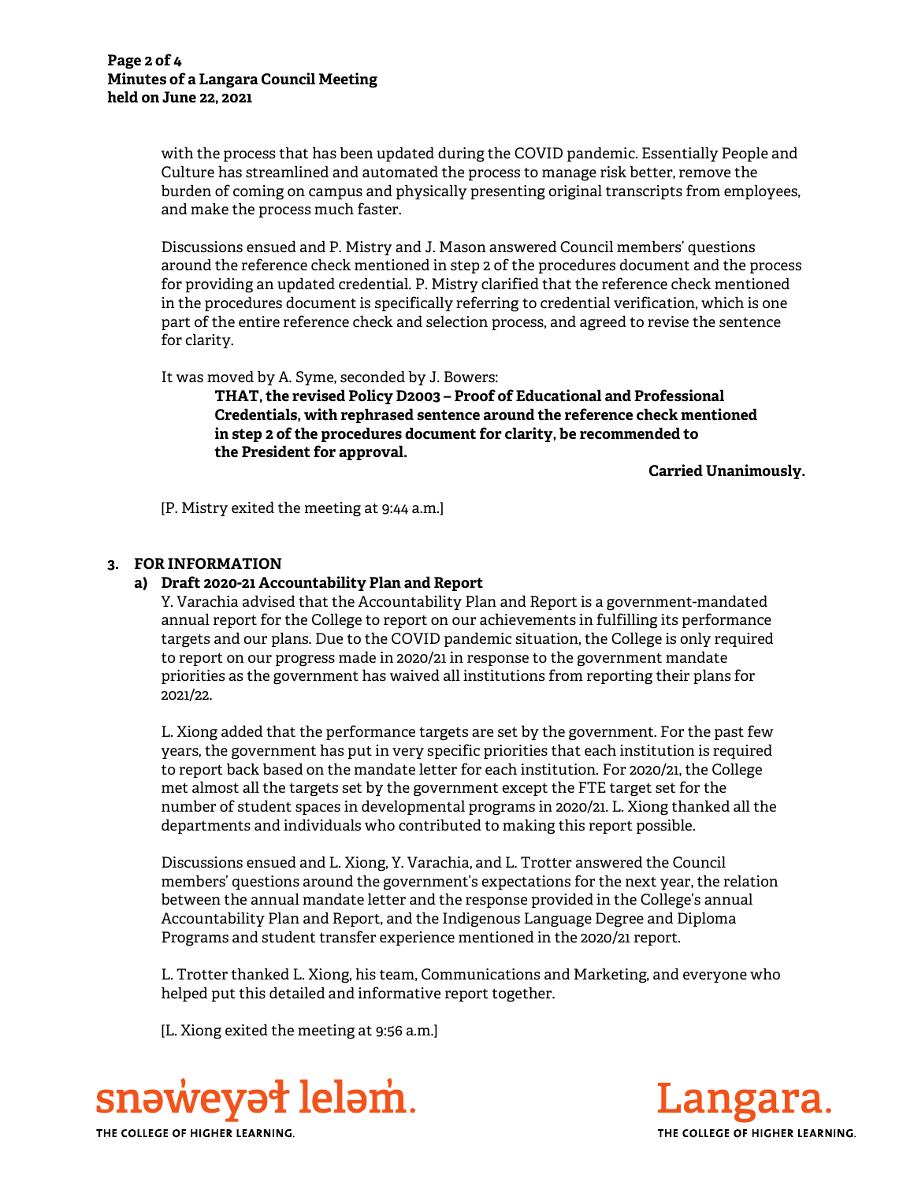with the process that has been updated during the COVID pandemic. Essentially People and Culture has streamlined and automated the process to manage risk better, remove the burden of coming on campus and physically presenting original transcripts from employees, and make the process much faster.

Discussions ensued and P. Mistry and J. Mason answered Council members' questions around the reference check mentioned in step 2 of the procedures document and the process for providing an updated credential. P. Mistry clarified that the reference check mentioned in the procedures document is specifically referring to credential verification, which is one part of the entire reference check and selection process, and agreed to revise the sentence for clarity.

It was moved by A. Syme, seconded by J. Bowers:

> **THAT, the revised Policy D2003 – Proof of Educational and Professional Credentials, with rephrased sentence around the reference check mentioned in step 2 of the procedures document for clarity, be recommended to the President for approval.**

**Carried Unanimously.**

[P. Mistry exited the meeting at 9:44 a.m.]

## 3. FOR INFORMATION

### a) Draft 2020-21 Accountability Plan and Report

Y. Varachia advised that the Accountability Plan and Report is a government-mandated annual report for the College to report on our achievements in fulfilling its performance targets and our plans. Due to the COVID pandemic situation, the College is only required to report on our progress made in 2020/21 in response to the government mandate priorities as the government has waived all institutions from reporting their plans for 2021/22.

L. Xiong added that the performance targets are set by the government. For the past few years, the government has put in very specific priorities that each institution is required to report back based on the mandate letter for each institution. For 2020/21, the College met almost all the targets set by the government except the FTE target set for the number of student spaces in developmental programs in 2020/21. L. Xiong thanked all the departments and individuals who contributed to making this report possible.

Discussions ensued and L. Xiong, Y. Varachia, and L. Trotter answered the Council members' questions around the government's expectations for the next year, the relation between the annual mandate letter and the response provided in the College's annual Accountability Plan and Report, and the Indigenous Language Degree and Diploma Programs and student transfer experience mentioned in the 2020/21 report.

L. Trotter thanked L. Xiong, his team, Communications and Marketing, and everyone who helped put this detailed and informative report together.

[L. Xiong exited the meeting at 9:56 a.m.]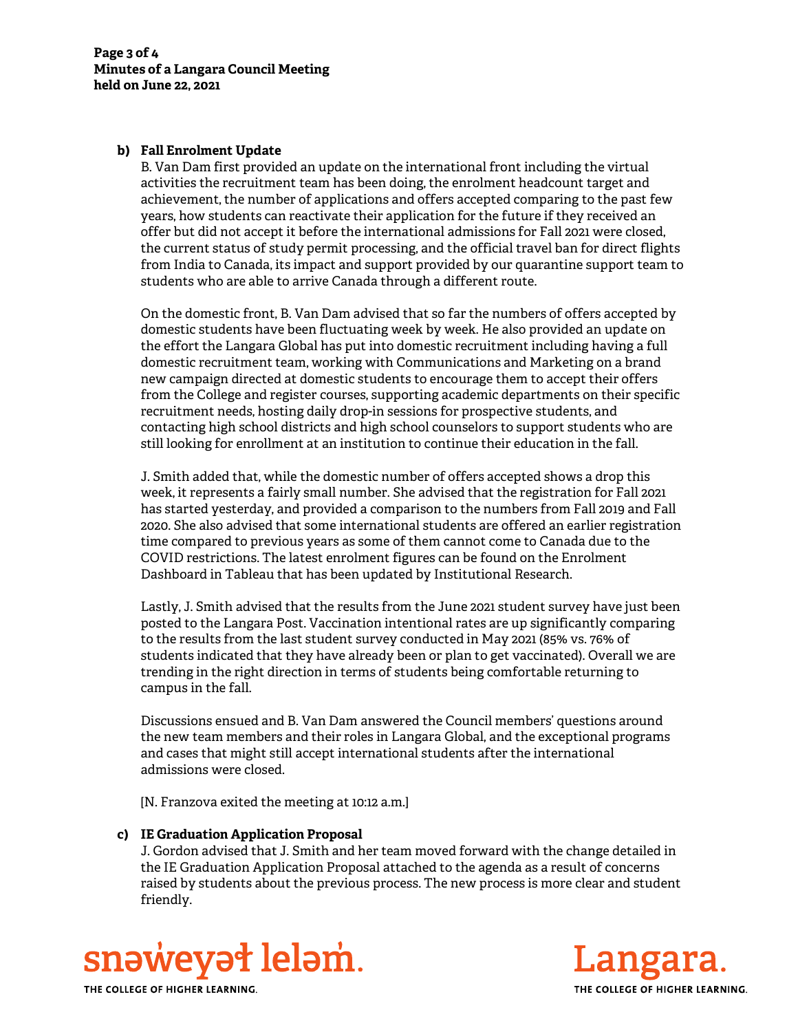**b) Fall Enrolment Update**

B. Van Dam first provided an update on the international front including the virtual activities the recruitment team has been doing, the enrolment headcount target and achievement, the number of applications and offers accepted comparing to the past few years, how students can reactivate their application for the future if they received an offer but did not accept it before the international admissions for Fall 2021 were closed, the current status of study permit processing, and the official travel ban for direct flights from India to Canada, its impact and support provided by our quarantine support team to students who are able to arrive Canada through a different route.

On the domestic front, B. Van Dam advised that so far the numbers of offers accepted by domestic students have been fluctuating week by week. He also provided an update on the effort the Langara Global has put into domestic recruitment including having a full domestic recruitment team, working with Communications and Marketing on a brand new campaign directed at domestic students to encourage them to accept their offers from the College and register courses, supporting academic departments on their specific recruitment needs, hosting daily drop-in sessions for prospective students, and contacting high school districts and high school counselors to support students who are still looking for enrollment at an institution to continue their education in the fall.

J. Smith added that, while the domestic number of offers accepted shows a drop this week, it represents a fairly small number. She advised that the registration for Fall 2021 has started yesterday, and provided a comparison to the numbers from Fall 2019 and Fall 2020. She also advised that some international students are offered an earlier registration time compared to previous years as some of them cannot come to Canada due to the COVID restrictions. The latest enrolment figures can be found on the Enrolment Dashboard in Tableau that has been updated by Institutional Research.

Lastly, J. Smith advised that the results from the June 2021 student survey have just been posted to the Langara Post. Vaccination intentional rates are up significantly comparing to the results from the last student survey conducted in May 2021 (85% vs. 76% of students indicated that they have already been or plan to get vaccinated). Overall we are trending in the right direction in terms of students being comfortable returning to campus in the fall.

Discussions ensued and B. Van Dam answered the Council members' questions around the new team members and their roles in Langara Global, and the exceptional programs and cases that might still accept international students after the international admissions were closed.

[N. Franzova exited the meeting at 10:12 a.m.]

**c) IE Graduation Application Proposal**

J. Gordon advised that J. Smith and her team moved forward with the change detailed in the IE Graduation Application Proposal attached to the agenda as a result of concerns raised by students about the previous process. The new process is more clear and student friendly.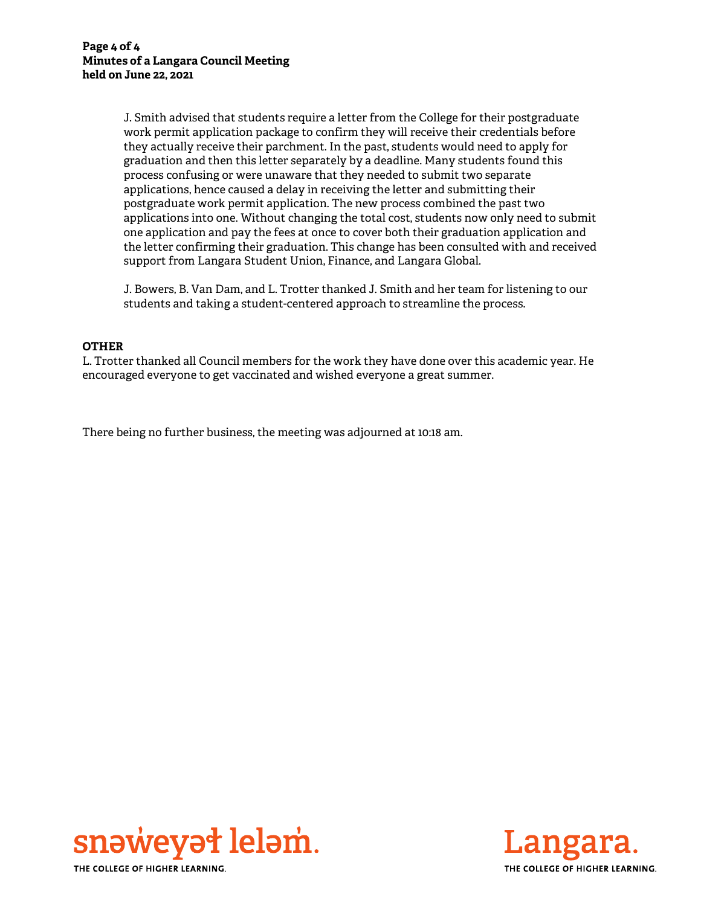J. Smith advised that students require a letter from the College for their postgraduate work permit application package to confirm they will receive their credentials before they actually receive their parchment. In the past, students would need to apply for graduation and then this letter separately by a deadline. Many students found this process confusing or were unaware that they needed to submit two separate applications, hence caused a delay in receiving the letter and submitting their postgraduate work permit application. The new process combined the past two applications into one. Without changing the total cost, students now only need to submit one application and pay the fees at once to cover both their graduation application and the letter confirming their graduation. This change has been consulted with and received support from Langara Student Union, Finance, and Langara Global.

J. Bowers, B. Van Dam, and L. Trotter thanked J. Smith and her team for listening to our students and taking a student-centered approach to streamline the process.

**OTHER**

L. Trotter thanked all Council members for the work they have done over this academic year. He encouraged everyone to get vaccinated and wished everyone a great summer.

There being no further business, the meeting was adjourned at 10:18 am.